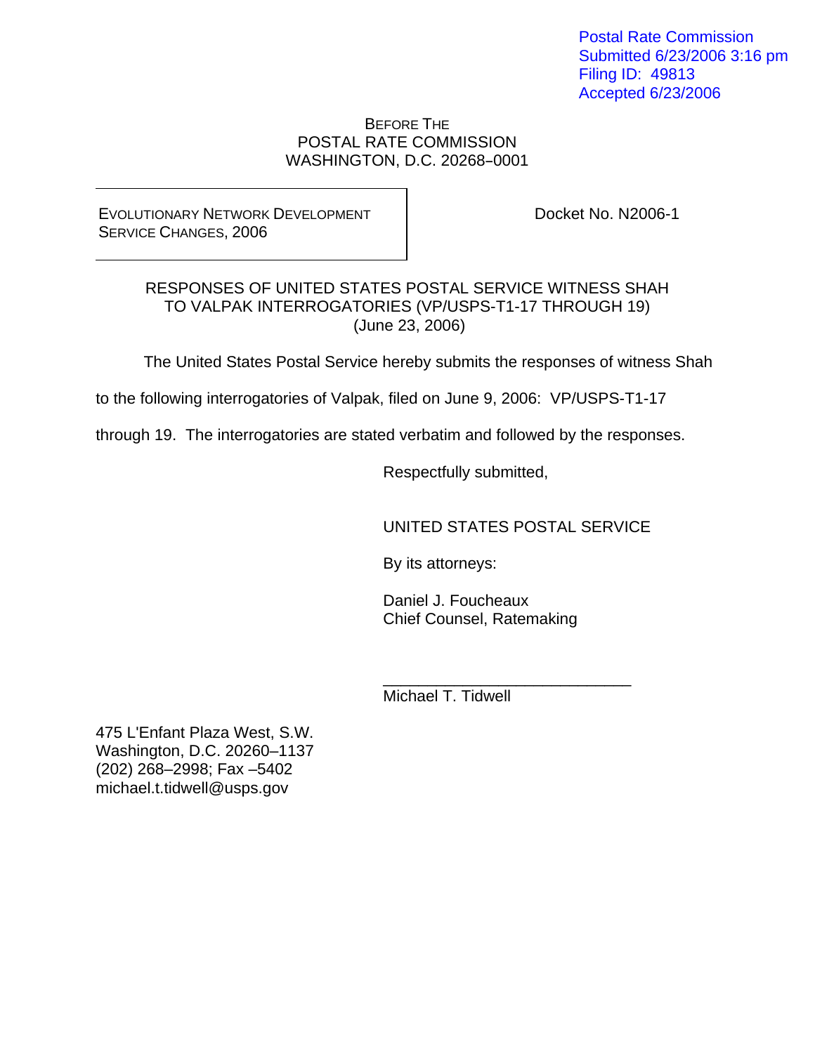Postal Rate Commission
Submitted 6/23/2006 3:16 pm
Filing ID: 49813
Accepted 6/23/2006

BEFORE THE
POSTAL RATE COMMISSION
WASHINGTON, D.C. 20268–0001

| EVOLUTIONARY NETWORK DEVELOPMENT SERVICE CHANGES, 2006 | Docket No. N2006-1 |
| --- | --- |

RESPONSES OF UNITED STATES POSTAL SERVICE WITNESS SHAH
TO VALPAK INTERROGATORIES (VP/USPS-T1-17 THROUGH 19)
(June 23, 2006)

The United States Postal Service hereby submits the responses of witness Shah to the following interrogatories of Valpak, filed on June 9, 2006: VP/USPS-T1-17 through 19. The interrogatories are stated verbatim and followed by the responses.

Respectfully submitted,

UNITED STATES POSTAL SERVICE

By its attorneys:

Daniel J. Foucheaux
Chief Counsel, Ratemaking

___________________________
Michael T. Tidwell

475 L'Enfant Plaza West, S.W.
Washington, D.C. 20260–1137
(202) 268–2998; Fax –5402
michael.t.tidwell@usps.gov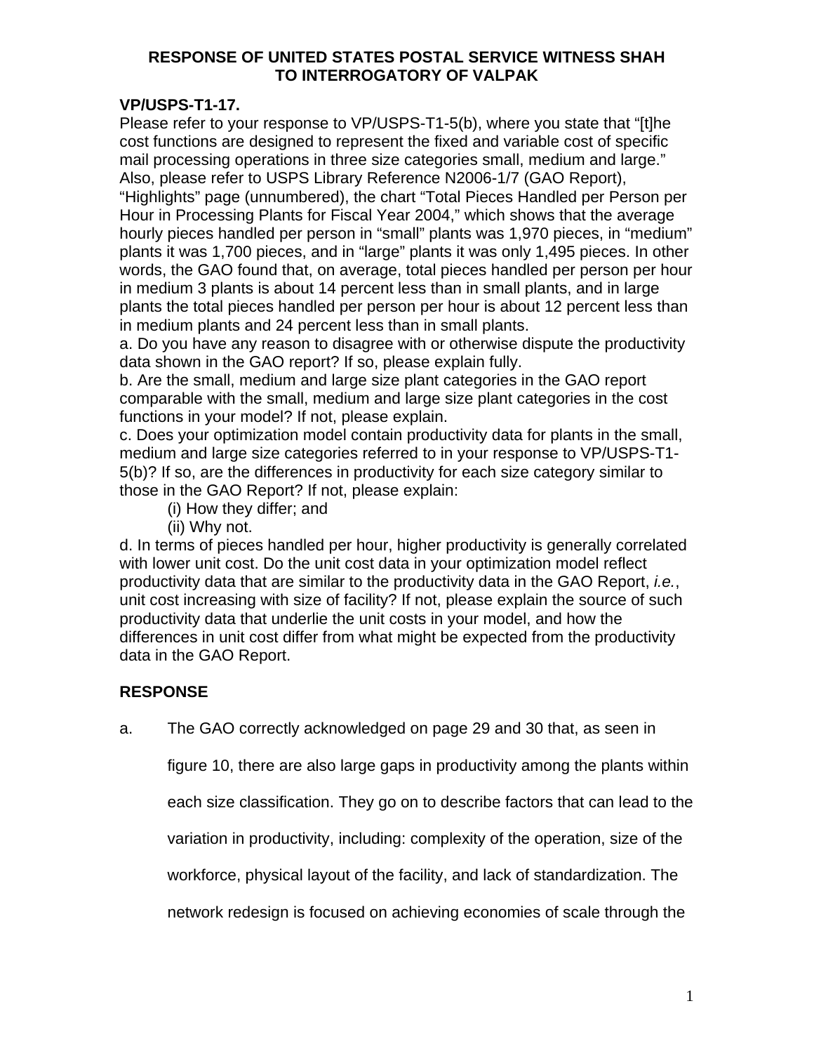**RESPONSE OF UNITED STATES POSTAL SERVICE WITNESS SHAH TO INTERROGATORY OF VALPAK**

**VP/USPS-T1-17.**

Please refer to your response to VP/USPS-T1-5(b), where you state that "[t]he cost functions are designed to represent the fixed and variable cost of specific mail processing operations in three size categories small, medium and large." Also, please refer to USPS Library Reference N2006-1/7 (GAO Report), "Highlights" page (unnumbered), the chart "Total Pieces Handled per Person per Hour in Processing Plants for Fiscal Year 2004," which shows that the average hourly pieces handled per person in "small" plants was 1,970 pieces, in "medium" plants it was 1,700 pieces, and in "large" plants it was only 1,495 pieces. In other words, the GAO found that, on average, total pieces handled per person per hour in medium 3 plants is about 14 percent less than in small plants, and in large plants the total pieces handled per person per hour is about 12 percent less than in medium plants and 24 percent less than in small plants.

a. Do you have any reason to disagree with or otherwise dispute the productivity data shown in the GAO report? If so, please explain fully.

b. Are the small, medium and large size plant categories in the GAO report comparable with the small, medium and large size plant categories in the cost functions in your model? If not, please explain.

c. Does your optimization model contain productivity data for plants in the small, medium and large size categories referred to in your response to VP/USPS-T1-5(b)? If so, are the differences in productivity for each size category similar to those in the GAO Report? If not, please explain:

(i) How they differ; and

(ii) Why not.

d. In terms of pieces handled per hour, higher productivity is generally correlated with lower unit cost. Do the unit cost data in your optimization model reflect productivity data that are similar to the productivity data in the GAO Report, *i.e.*, unit cost increasing with size of facility? If not, please explain the source of such productivity data that underlie the unit costs in your model, and how the differences in unit cost differ from what might be expected from the productivity data in the GAO Report.

**RESPONSE**

a. The GAO correctly acknowledged on page 29 and 30 that, as seen in figure 10, there are also large gaps in productivity among the plants within each size classification. They go on to describe factors that can lead to the variation in productivity, including: complexity of the operation, size of the workforce, physical layout of the facility, and lack of standardization. The network redesign is focused on achieving economies of scale through the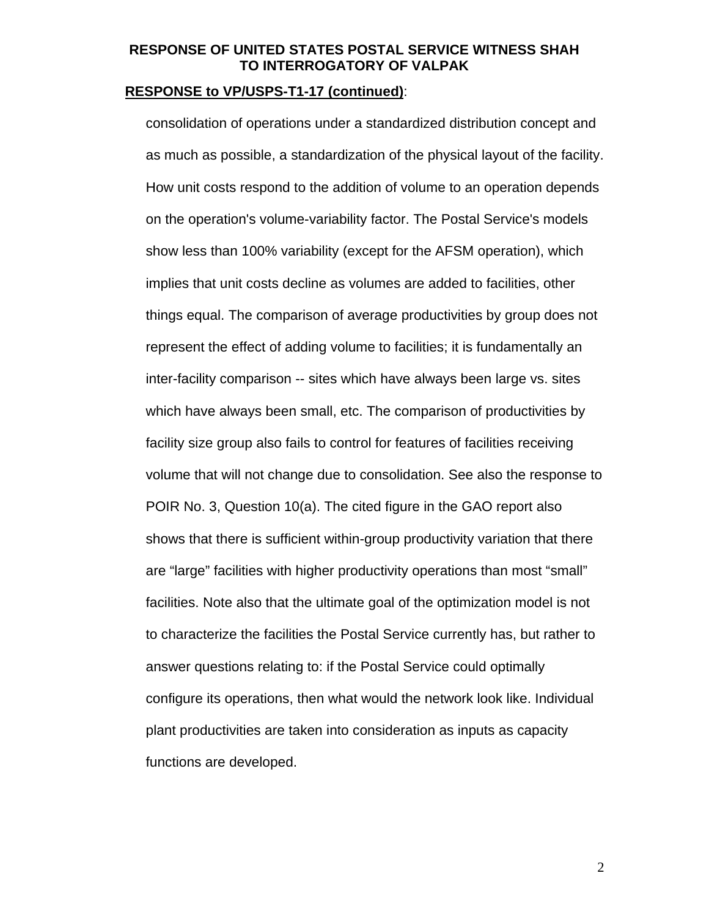**RESPONSE OF UNITED STATES POSTAL SERVICE WITNESS SHAH TO INTERROGATORY OF VALPAK**

**RESPONSE to VP/USPS-T1-17 (continued)**:

consolidation of operations under a standardized distribution concept and as much as possible, a standardization of the physical layout of the facility. How unit costs respond to the addition of volume to an operation depends on the operation's volume-variability factor. The Postal Service's models show less than 100% variability (except for the AFSM operation), which implies that unit costs decline as volumes are added to facilities, other things equal. The comparison of average productivities by group does not represent the effect of adding volume to facilities; it is fundamentally an inter-facility comparison -- sites which have always been large vs. sites which have always been small, etc. The comparison of productivities by facility size group also fails to control for features of facilities receiving volume that will not change due to consolidation. See also the response to POIR No. 3, Question 10(a). The cited figure in the GAO report also shows that there is sufficient within-group productivity variation that there are "large" facilities with higher productivity operations than most "small" facilities. Note also that the ultimate goal of the optimization model is not to characterize the facilities the Postal Service currently has, but rather to answer questions relating to: if the Postal Service could optimally configure its operations, then what would the network look like. Individual plant productivities are taken into consideration as inputs as capacity functions are developed.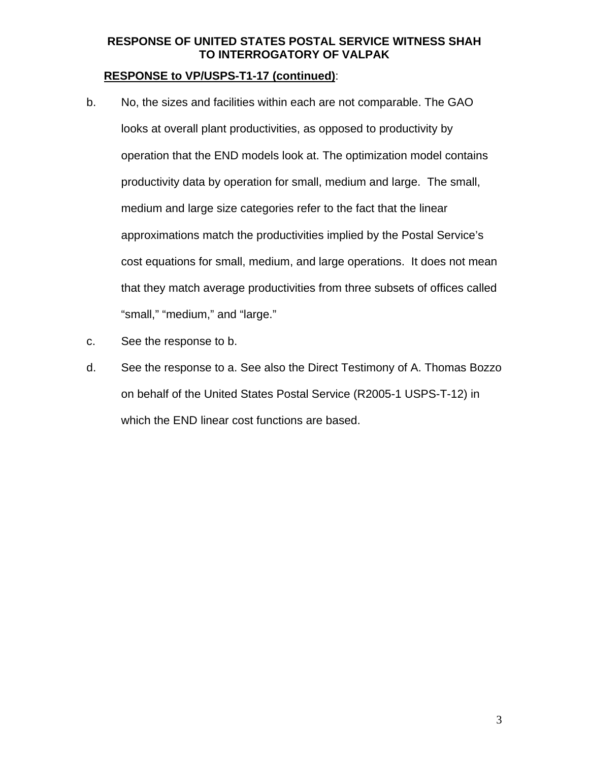**RESPONSE OF UNITED STATES POSTAL SERVICE WITNESS SHAH TO INTERROGATORY OF VALPAK**

**RESPONSE to VP/USPS-T1-17 (continued)**:

b. No, the sizes and facilities within each are not comparable. The GAO looks at overall plant productivities, as opposed to productivity by operation that the END models look at. The optimization model contains productivity data by operation for small, medium and large. The small, medium and large size categories refer to the fact that the linear approximations match the productivities implied by the Postal Service's cost equations for small, medium, and large operations. It does not mean that they match average productivities from three subsets of offices called "small," "medium," and "large."

c. See the response to b.

d. See the response to a. See also the Direct Testimony of A. Thomas Bozzo on behalf of the United States Postal Service (R2005-1 USPS-T-12) in which the END linear cost functions are based.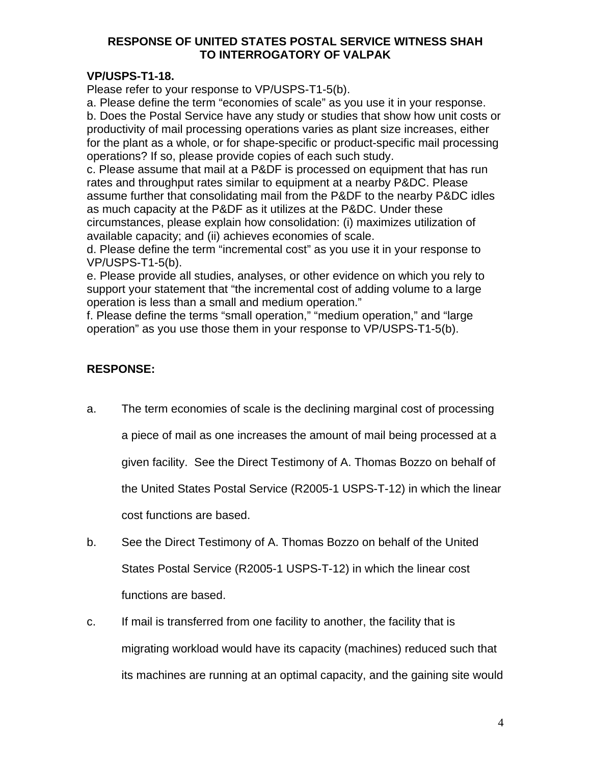**RESPONSE OF UNITED STATES POSTAL SERVICE WITNESS SHAH TO INTERROGATORY OF VALPAK**

**VP/USPS-T1-18.**

Please refer to your response to VP/USPS-T1-5(b).

a. Please define the term "economies of scale" as you use it in your response.

b. Does the Postal Service have any study or studies that show how unit costs or productivity of mail processing operations varies as plant size increases, either for the plant as a whole, or for shape-specific or product-specific mail processing operations? If so, please provide copies of each such study.

c. Please assume that mail at a P&DF is processed on equipment that has run rates and throughput rates similar to equipment at a nearby P&DC. Please assume further that consolidating mail from the P&DF to the nearby P&DC idles as much capacity at the P&DF as it utilizes at the P&DC. Under these circumstances, please explain how consolidation: (i) maximizes utilization of available capacity; and (ii) achieves economies of scale.

d. Please define the term "incremental cost" as you use it in your response to VP/USPS-T1-5(b).

e. Please provide all studies, analyses, or other evidence on which you rely to support your statement that "the incremental cost of adding volume to a large operation is less than a small and medium operation."

f. Please define the terms "small operation," "medium operation," and "large operation" as you use those them in your response to VP/USPS-T1-5(b).

**RESPONSE:**

a. The term economies of scale is the declining marginal cost of processing a piece of mail as one increases the amount of mail being processed at a given facility. See the Direct Testimony of A. Thomas Bozzo on behalf of the United States Postal Service (R2005-1 USPS-T-12) in which the linear cost functions are based.

b. See the Direct Testimony of A. Thomas Bozzo on behalf of the United States Postal Service (R2005-1 USPS-T-12) in which the linear cost functions are based.

c. If mail is transferred from one facility to another, the facility that is migrating workload would have its capacity (machines) reduced such that its machines are running at an optimal capacity, and the gaining site would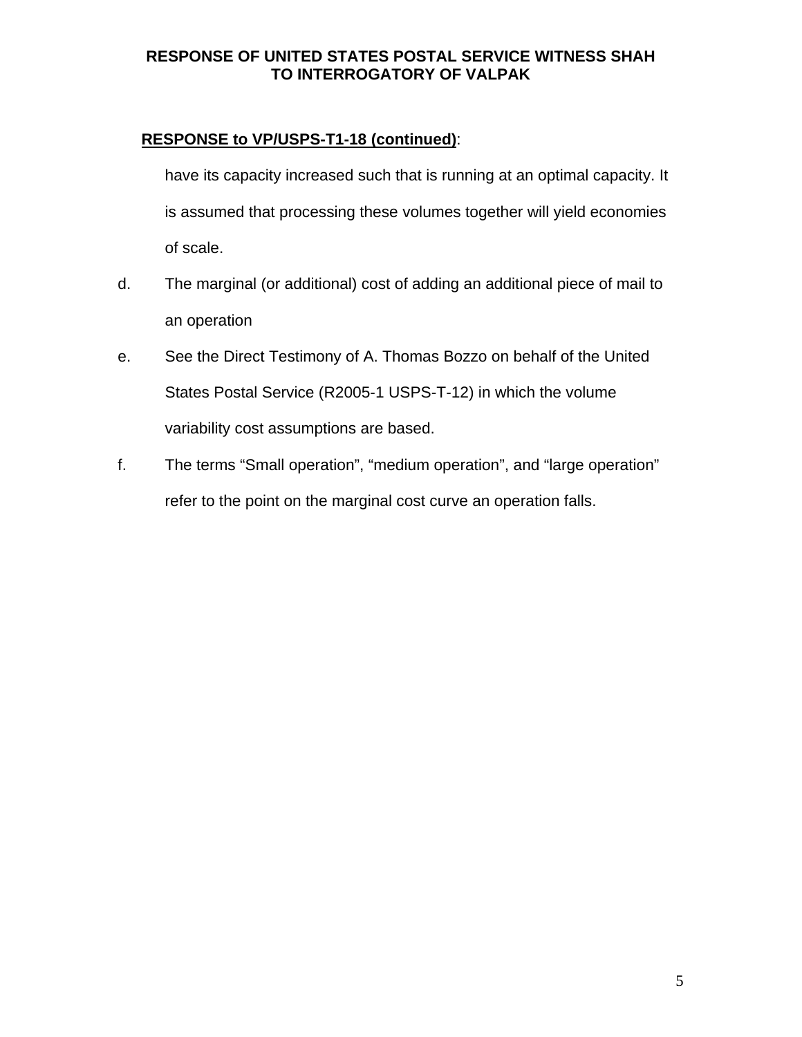**RESPONSE OF UNITED STATES POSTAL SERVICE WITNESS SHAH TO INTERROGATORY OF VALPAK**

**RESPONSE to VP/USPS-T1-18 (continued)**:

have its capacity increased such that is running at an optimal capacity. It is assumed that processing these volumes together will yield economies of scale.

d. The marginal (or additional) cost of adding an additional piece of mail to an operation

e. See the Direct Testimony of A. Thomas Bozzo on behalf of the United States Postal Service (R2005-1 USPS-T-12) in which the volume variability cost assumptions are based.

f. The terms "Small operation", "medium operation", and "large operation" refer to the point on the marginal cost curve an operation falls.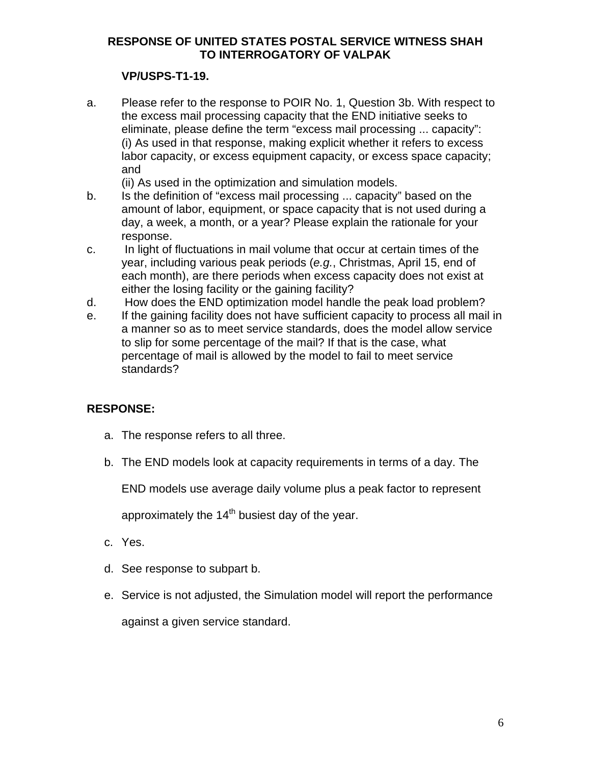**RESPONSE OF UNITED STATES POSTAL SERVICE WITNESS SHAH TO INTERROGATORY OF VALPAK**

**VP/USPS-T1-19.**

a. Please refer to the response to POIR No. 1, Question 3b. With respect to the excess mail processing capacity that the END initiative seeks to eliminate, please define the term "excess mail processing ... capacity":
(i) As used in that response, making explicit whether it refers to excess labor capacity, or excess equipment capacity, or excess space capacity; and
(ii) As used in the optimization and simulation models.

b. Is the definition of "excess mail processing ... capacity" based on the amount of labor, equipment, or space capacity that is not used during a day, a week, a month, or a year? Please explain the rationale for your response.

c. In light of fluctuations in mail volume that occur at certain times of the year, including various peak periods (*e.g.*, Christmas, April 15, end of each month), are there periods when excess capacity does not exist at either the losing facility or the gaining facility?

d. How does the END optimization model handle the peak load problem?

e. If the gaining facility does not have sufficient capacity to process all mail in a manner so as to meet service standards, does the model allow service to slip for some percentage of the mail? If that is the case, what percentage of mail is allowed by the model to fail to meet service standards?

**RESPONSE:**

a. The response refers to all three.

b. The END models look at capacity requirements in terms of a day. The END models use average daily volume plus a peak factor to represent approximately the 14th busiest day of the year.

c. Yes.

d. See response to subpart b.

e. Service is not adjusted, the Simulation model will report the performance against a given service standard.